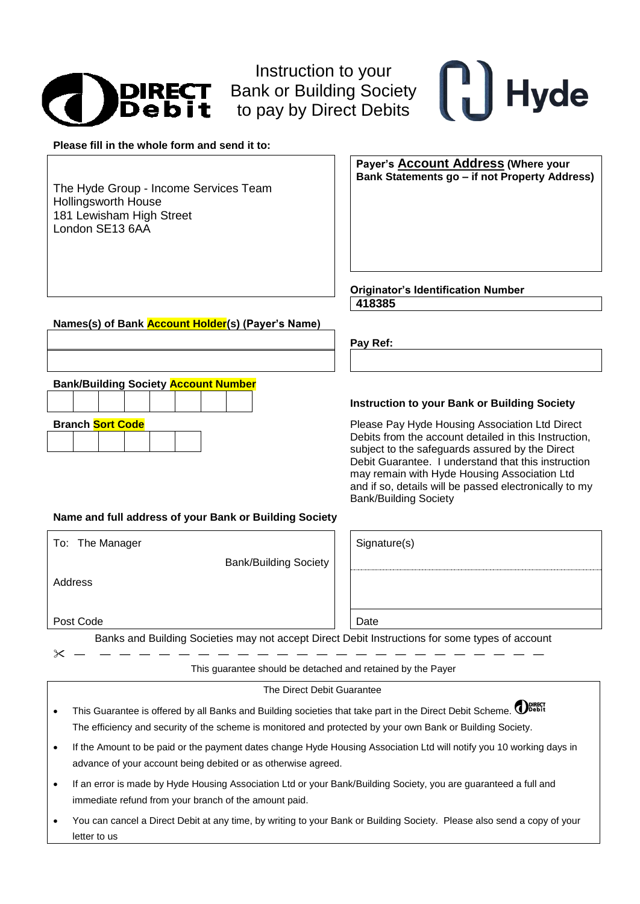# Instruction to your Bank or Building Society to pay by Direct Debits

DIRECT Debit

Hyde

**Please fill in the whole form and send it to:**

The Hyde Group - Income Services Team
Hollingsworth House
181 Lewisham High Street
London SE13 6AA

**Payer's Account Address (Where your Bank Statements go – if not Property Address)**

**Originator's Identification Number**

**418385**

**Names(s) of Bank Account Holder(s) (Payer's Name)**

**Pay Ref:**

**Bank/Building Society Account Number**

| | | | | | | | |
|---|---|---|---|---|---|---|---|
| | | | | | | | |

**Branch Sort Code**

| | | | | | |
|---|---|---|---|---|---|
| | | | | | |

**Instruction to your Bank or Building Society**

Please Pay Hyde Housing Association Ltd Direct Debits from the account detailed in this Instruction, subject to the safeguards assured by the Direct Debit Guarantee. I understand that this instruction may remain with Hyde Housing Association Ltd and if so, details will be passed electronically to my Bank/Building Society

**Name and full address of your Bank or Building Society**

To: The Manager

Bank/Building Society

Address

Post Code

Signature(s)

Date

Banks and Building Societies may not accept Direct Debit Instructions for some types of account

✂ — — — — — — — — — — — — — — — — — — — — — — — — —

This guarantee should be detached and retained by the Payer

## The Direct Debit Guarantee

- This Guarantee is offered by all Banks and Building societies that take part in the Direct Debit Scheme. The efficiency and security of the scheme is monitored and protected by your own Bank or Building Society.
- If the Amount to be paid or the payment dates change Hyde Housing Association Ltd will notify you 10 working days in advance of your account being debited or as otherwise agreed.
- If an error is made by Hyde Housing Association Ltd or your Bank/Building Society, you are guaranteed a full and immediate refund from your branch of the amount paid.
- You can cancel a Direct Debit at any time, by writing to your Bank or Building Society. Please also send a copy of your letter to us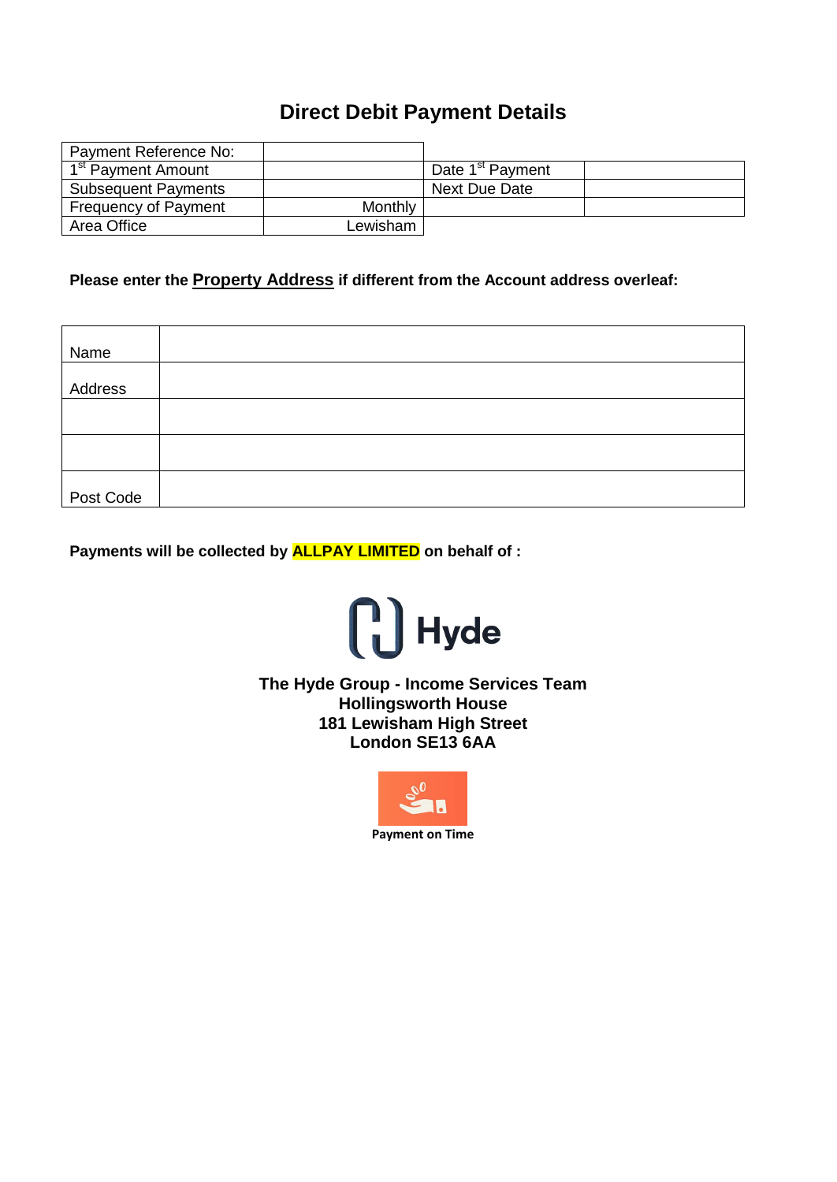# Direct Debit Payment Details

| | | | |
|---|---|---|---|
| Payment Reference No: | | | |
| 1st Payment Amount | | Date 1st Payment | |
| Subsequent Payments | | Next Due Date | |
| Frequency of Payment | Monthly | | |
| Area Office | Lewisham | | |

**Please enter the Property Address if different from the Account address overleaf:**

| | |
|---|---|
| Name | |
| Address | |
| | |
| | |
| Post Code | |

**Payments will be collected by ALLPAY LIMITED on behalf of :**

Hyde

**The Hyde Group - Income Services Team**
**Hollingsworth House**
**181 Lewisham High Street**
**London SE13 6AA**

**Payment on Time**